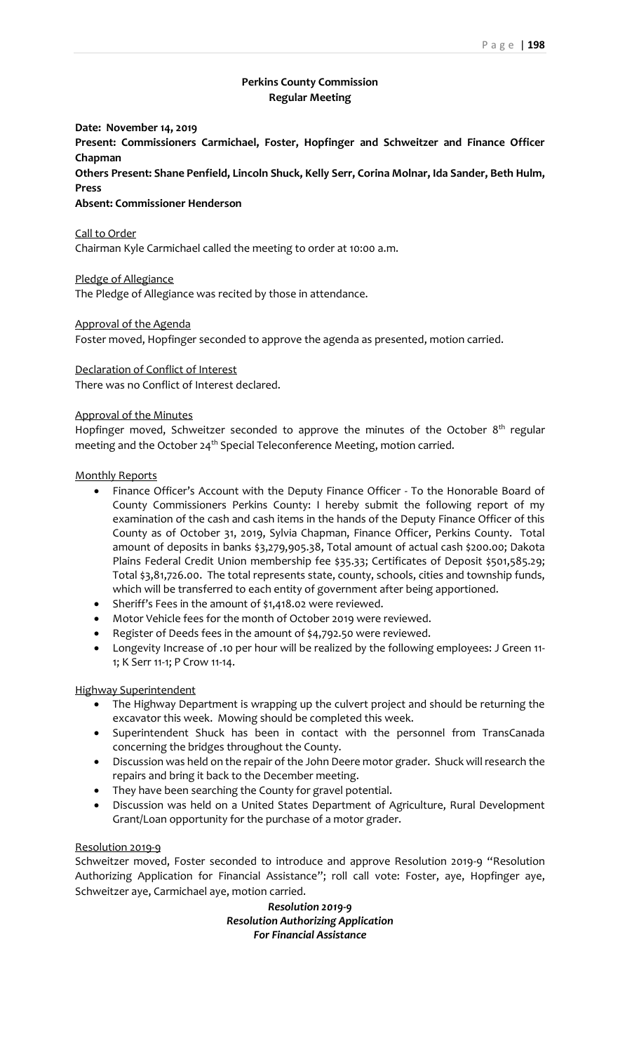## Perkins County Commission
### Regular Meeting

**Date: November 14, 2019**

**Present: Commissioners Carmichael, Foster, Hopfinger and Schweitzer and Finance Officer Chapman**

**Others Present: Shane Penfield, Lincoln Shuck, Kelly Serr, Corina Molnar, Ida Sander, Beth Hulm, Press**

**Absent: Commissioner Henderson**

Call to Order

Chairman Kyle Carmichael called the meeting to order at 10:00 a.m.

Pledge of Allegiance

The Pledge of Allegiance was recited by those in attendance.

Approval of the Agenda

Foster moved, Hopfinger seconded to approve the agenda as presented, motion carried.

Declaration of Conflict of Interest

There was no Conflict of Interest declared.

Approval of the Minutes

Hopfinger moved, Schweitzer seconded to approve the minutes of the October 8th regular meeting and the October 24th Special Teleconference Meeting, motion carried.

Monthly Reports

- Finance Officer's Account with the Deputy Finance Officer - To the Honorable Board of County Commissioners Perkins County: I hereby submit the following report of my examination of the cash and cash items in the hands of the Deputy Finance Officer of this County as of October 31, 2019, Sylvia Chapman, Finance Officer, Perkins County. Total amount of deposits in banks $3,279,905.38, Total amount of actual cash $200.00; Dakota Plains Federal Credit Union membership fee $35.33; Certificates of Deposit $501,585.29; Total $3,81,726.00. The total represents state, county, schools, cities and township funds, which will be transferred to each entity of government after being apportioned.
- Sheriff's Fees in the amount of $1,418.02 were reviewed.
- Motor Vehicle fees for the month of October 2019 were reviewed.
- Register of Deeds fees in the amount of $4,792.50 were reviewed.
- Longevity Increase of .10 per hour will be realized by the following employees: J Green 11-1; K Serr 11-1; P Crow 11-14.

Highway Superintendent

- The Highway Department is wrapping up the culvert project and should be returning the excavator this week. Mowing should be completed this week.
- Superintendent Shuck has been in contact with the personnel from TransCanada concerning the bridges throughout the County.
- Discussion was held on the repair of the John Deere motor grader. Shuck will research the repairs and bring it back to the December meeting.
- They have been searching the County for gravel potential.
- Discussion was held on a United States Department of Agriculture, Rural Development Grant/Loan opportunity for the purchase of a motor grader.

Resolution 2019-9

Schweitzer moved, Foster seconded to introduce and approve Resolution 2019-9 "Resolution Authorizing Application for Financial Assistance"; roll call vote: Foster, aye, Hopfinger aye, Schweitzer aye, Carmichael aye, motion carried.

***Resolution 2019-9***
***Resolution Authorizing Application***
***For Financial Assistance***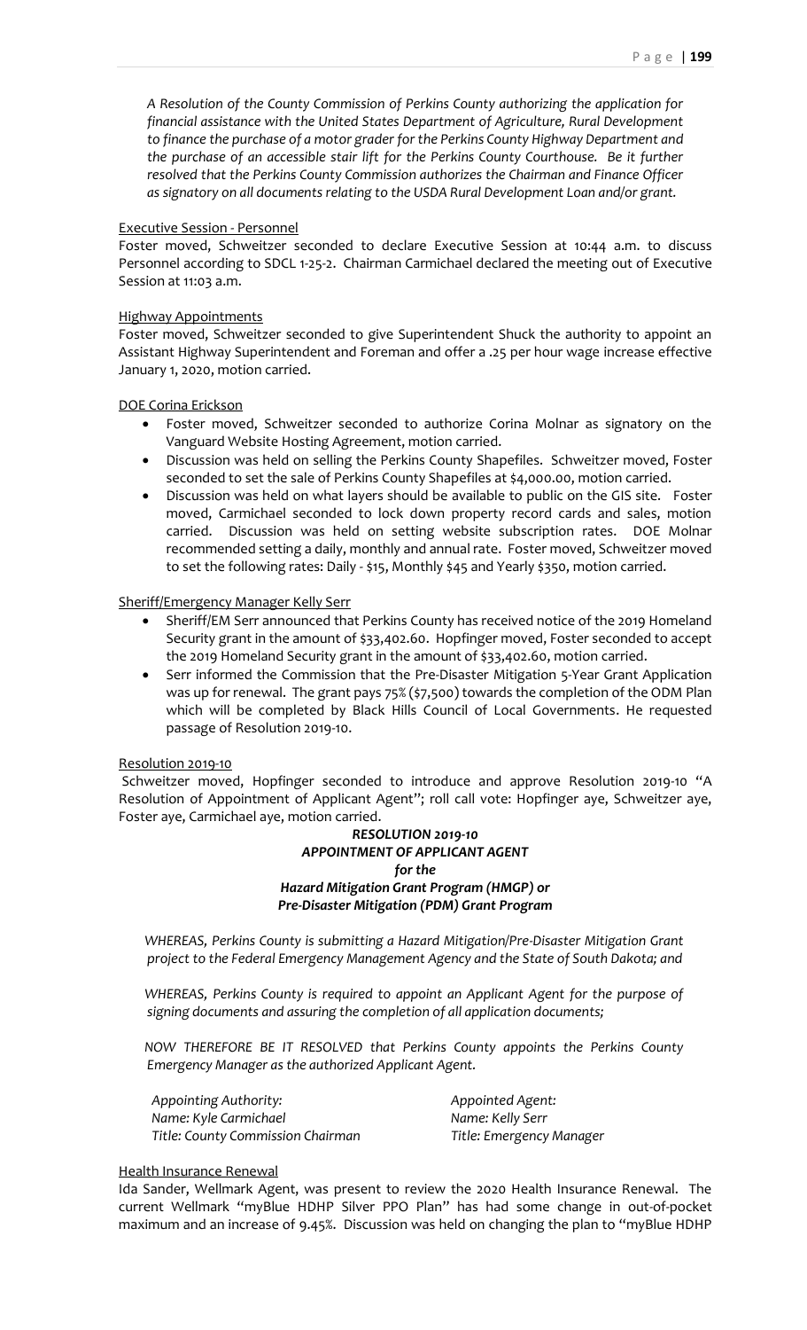*A Resolution of the County Commission of Perkins County authorizing the application for financial assistance with the United States Department of Agriculture, Rural Development to finance the purchase of a motor grader for the Perkins County Highway Department and the purchase of an accessible stair lift for the Perkins County Courthouse. Be it further resolved that the Perkins County Commission authorizes the Chairman and Finance Officer as signatory on all documents relating to the USDA Rural Development Loan and/or grant.*

<u>Executive Session - Personnel</u>

Foster moved, Schweitzer seconded to declare Executive Session at 10:44 a.m. to discuss Personnel according to SDCL 1-25-2. Chairman Carmichael declared the meeting out of Executive Session at 11:03 a.m.

<u>Highway Appointments</u>

Foster moved, Schweitzer seconded to give Superintendent Shuck the authority to appoint an Assistant Highway Superintendent and Foreman and offer a .25 per hour wage increase effective January 1, 2020, motion carried.

<u>DOE Corina Erickson</u>

- Foster moved, Schweitzer seconded to authorize Corina Molnar as signatory on the Vanguard Website Hosting Agreement, motion carried.
- Discussion was held on selling the Perkins County Shapefiles. Schweitzer moved, Foster seconded to set the sale of Perkins County Shapefiles at $4,000.00, motion carried.
- Discussion was held on what layers should be available to public on the GIS site. Foster moved, Carmichael seconded to lock down property record cards and sales, motion carried. Discussion was held on setting website subscription rates. DOE Molnar recommended setting a daily, monthly and annual rate. Foster moved, Schweitzer moved to set the following rates: Daily - $15, Monthly $45 and Yearly $350, motion carried.

<u>Sheriff/Emergency Manager Kelly Serr</u>

- Sheriff/EM Serr announced that Perkins County has received notice of the 2019 Homeland Security grant in the amount of $33,402.60. Hopfinger moved, Foster seconded to accept the 2019 Homeland Security grant in the amount of $33,402.60, motion carried.
- Serr informed the Commission that the Pre-Disaster Mitigation 5-Year Grant Application was up for renewal. The grant pays 75% ($7,500) towards the completion of the ODM Plan which will be completed by Black Hills Council of Local Governments. He requested passage of Resolution 2019-10.

<u>Resolution 2019-10</u>

Schweitzer moved, Hopfinger seconded to introduce and approve Resolution 2019-10 "A Resolution of Appointment of Applicant Agent"; roll call vote: Hopfinger aye, Schweitzer aye, Foster aye, Carmichael aye, motion carried.

***RESOLUTION 2019-10***
***APPOINTMENT OF APPLICANT AGENT***
***for the***
***Hazard Mitigation Grant Program (HMGP) or***
***Pre-Disaster Mitigation (PDM) Grant Program***

*WHEREAS, Perkins County is submitting a Hazard Mitigation/Pre-Disaster Mitigation Grant project to the Federal Emergency Management Agency and the State of South Dakota; and*

*WHEREAS, Perkins County is required to appoint an Applicant Agent for the purpose of signing documents and assuring the completion of all application documents;*

*NOW THEREFORE BE IT RESOLVED that Perkins County appoints the Perkins County Emergency Manager as the authorized Applicant Agent.*

| *Appointing Authority:* | *Appointed Agent:* |
|---|---|
| *Name: Kyle Carmichael* | *Name: Kelly Serr* |
| *Title: County Commission Chairman* | *Title: Emergency Manager* |

<u>Health Insurance Renewal</u>

Ida Sander, Wellmark Agent, was present to review the 2020 Health Insurance Renewal. The current Wellmark "myBlue HDHP Silver PPO Plan" has had some change in out-of-pocket maximum and an increase of 9.45%. Discussion was held on changing the plan to "myBlue HDHP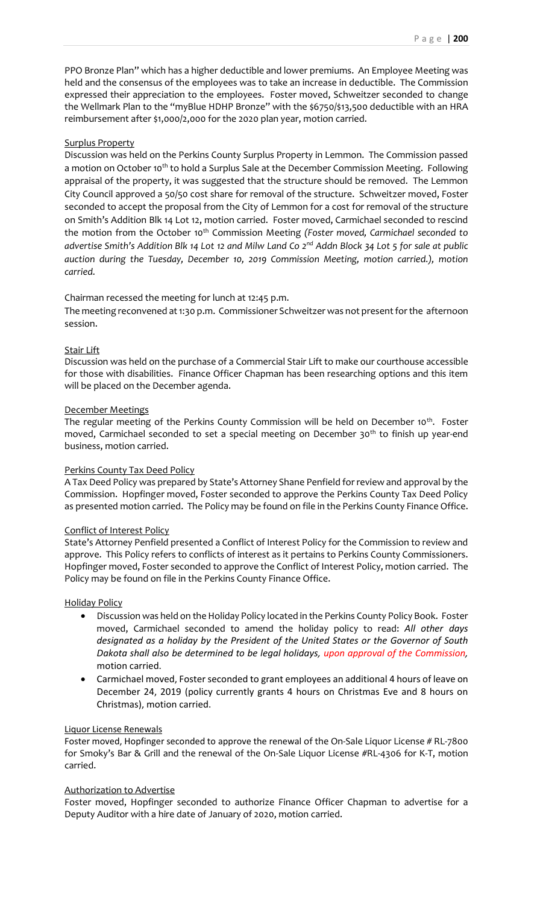PPO Bronze Plan" which has a higher deductible and lower premiums. An Employee Meeting was held and the consensus of the employees was to take an increase in deductible. The Commission expressed their appreciation to the employees. Foster moved, Schweitzer seconded to change the Wellmark Plan to the "myBlue HDHP Bronze" with the $6750/$13,500 deductible with an HRA reimbursement after $1,000/2,000 for the 2020 plan year, motion carried.

Surplus Property

Discussion was held on the Perkins County Surplus Property in Lemmon. The Commission passed a motion on October 10th to hold a Surplus Sale at the December Commission Meeting. Following appraisal of the property, it was suggested that the structure should be removed. The Lemmon City Council approved a 50/50 cost share for removal of the structure. Schweitzer moved, Foster seconded to accept the proposal from the City of Lemmon for a cost for removal of the structure on Smith's Addition Blk 14 Lot 12, motion carried. Foster moved, Carmichael seconded to rescind the motion from the October 10th Commission Meeting *(Foster moved, Carmichael seconded to advertise Smith's Addition Blk 14 Lot 12 and Milw Land Co 2nd Addn Block 34 Lot 5 for sale at public auction during the Tuesday, December 10, 2019 Commission Meeting, motion carried.), motion carried.*

Chairman recessed the meeting for lunch at 12:45 p.m.

The meeting reconvened at 1:30 p.m. Commissioner Schweitzer was not present for the afternoon session.

Stair Lift

Discussion was held on the purchase of a Commercial Stair Lift to make our courthouse accessible for those with disabilities. Finance Officer Chapman has been researching options and this item will be placed on the December agenda.

December Meetings

The regular meeting of the Perkins County Commission will be held on December 10th. Foster moved, Carmichael seconded to set a special meeting on December 30th to finish up year-end business, motion carried.

Perkins County Tax Deed Policy

A Tax Deed Policy was prepared by State's Attorney Shane Penfield for review and approval by the Commission. Hopfinger moved, Foster seconded to approve the Perkins County Tax Deed Policy as presented motion carried. The Policy may be found on file in the Perkins County Finance Office.

Conflict of Interest Policy

State's Attorney Penfield presented a Conflict of Interest Policy for the Commission to review and approve. This Policy refers to conflicts of interest as it pertains to Perkins County Commissioners. Hopfinger moved, Foster seconded to approve the Conflict of Interest Policy, motion carried. The Policy may be found on file in the Perkins County Finance Office.

Holiday Policy

- Discussion was held on the Holiday Policy located in the Perkins County Policy Book. Foster moved, Carmichael seconded to amend the holiday policy to read: ***All other days designated as a holiday by the President of the United States or the Governor of South Dakota shall also be determined to be legal holidays, upon approval of the Commission,*** motion carried.
- Carmichael moved, Foster seconded to grant employees an additional 4 hours of leave on December 24, 2019 (policy currently grants 4 hours on Christmas Eve and 8 hours on Christmas), motion carried.

Liquor License Renewals

Foster moved, Hopfinger seconded to approve the renewal of the On-Sale Liquor License # RL-7800 for Smoky's Bar & Grill and the renewal of the On-Sale Liquor License #RL-4306 for K-T, motion carried.

Authorization to Advertise

Foster moved, Hopfinger seconded to authorize Finance Officer Chapman to advertise for a Deputy Auditor with a hire date of January of 2020, motion carried.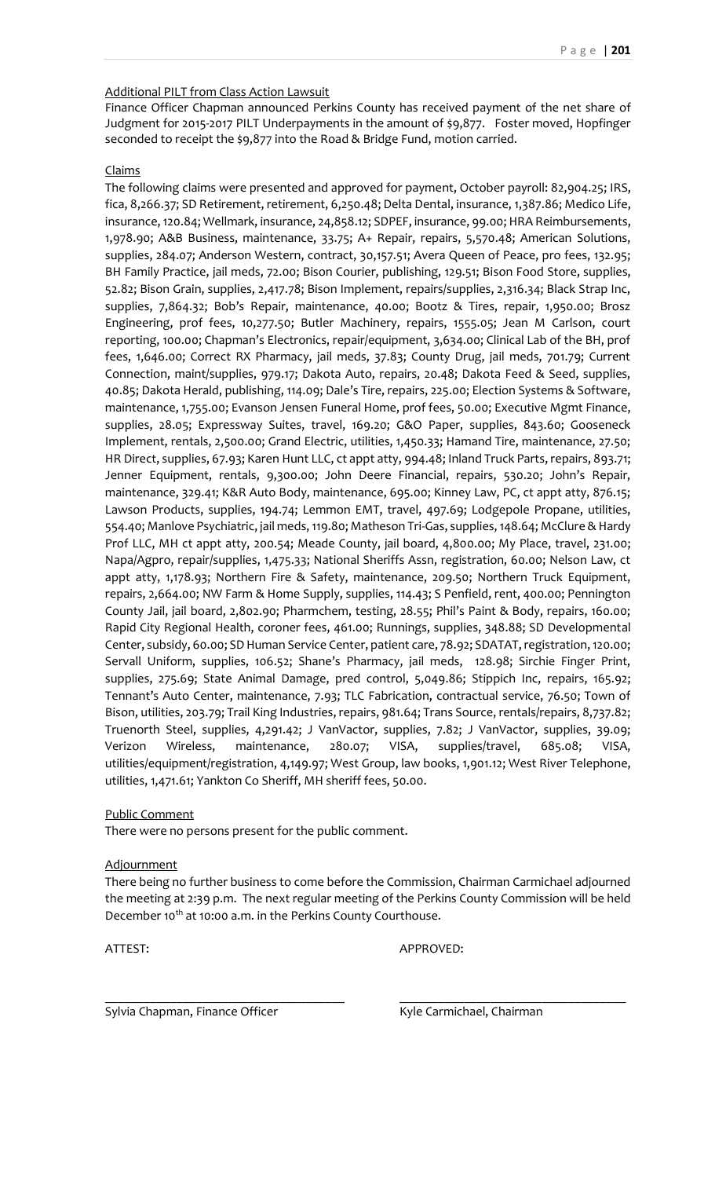Additional PILT from Class Action Lawsuit

Finance Officer Chapman announced Perkins County has received payment of the net share of Judgment for 2015-2017 PILT Underpayments in the amount of $9,877. Foster moved, Hopfinger seconded to receipt the $9,877 into the Road & Bridge Fund, motion carried.

Claims

The following claims were presented and approved for payment, October payroll: 82,904.25; IRS, fica, 8,266.37; SD Retirement, retirement, 6,250.48; Delta Dental, insurance, 1,387.86; Medico Life, insurance, 120.84; Wellmark, insurance, 24,858.12; SDPEF, insurance, 99.00; HRA Reimbursements, 1,978.90; A&B Business, maintenance, 33.75; A+ Repair, repairs, 5,570.48; American Solutions, supplies, 284.07; Anderson Western, contract, 30,157.51; Avera Queen of Peace, pro fees, 132.95; BH Family Practice, jail meds, 72.00; Bison Courier, publishing, 129.51; Bison Food Store, supplies, 52.82; Bison Grain, supplies, 2,417.78; Bison Implement, repairs/supplies, 2,316.34; Black Strap Inc, supplies, 7,864.32; Bob's Repair, maintenance, 40.00; Bootz & Tires, repair, 1,950.00; Brosz Engineering, prof fees, 10,277.50; Butler Machinery, repairs, 1555.05; Jean M Carlson, court reporting, 100.00; Chapman's Electronics, repair/equipment, 3,634.00; Clinical Lab of the BH, prof fees, 1,646.00; Correct RX Pharmacy, jail meds, 37.83; County Drug, jail meds, 701.79; Current Connection, maint/supplies, 979.17; Dakota Auto, repairs, 20.48; Dakota Feed & Seed, supplies, 40.85; Dakota Herald, publishing, 114.09; Dale's Tire, repairs, 225.00; Election Systems & Software, maintenance, 1,755.00; Evanson Jensen Funeral Home, prof fees, 50.00; Executive Mgmt Finance, supplies, 28.05; Expressway Suites, travel, 169.20; G&O Paper, supplies, 843.60; Gooseneck Implement, rentals, 2,500.00; Grand Electric, utilities, 1,450.33; Hamand Tire, maintenance, 27.50; HR Direct, supplies, 67.93; Karen Hunt LLC, ct appt atty, 994.48; Inland Truck Parts, repairs, 893.71; Jenner Equipment, rentals, 9,300.00; John Deere Financial, repairs, 530.20; John's Repair, maintenance, 329.41; K&R Auto Body, maintenance, 695.00; Kinney Law, PC, ct appt atty, 876.15; Lawson Products, supplies, 194.74; Lemmon EMT, travel, 497.69; Lodgepole Propane, utilities, 554.40; Manlove Psychiatric, jail meds, 119.80; Matheson Tri-Gas, supplies, 148.64; McClure & Hardy Prof LLC, MH ct appt atty, 200.54; Meade County, jail board, 4,800.00; My Place, travel, 231.00; Napa/Agpro, repair/supplies, 1,475.33; National Sheriffs Assn, registration, 60.00; Nelson Law, ct appt atty, 1,178.93; Northern Fire & Safety, maintenance, 209.50; Northern Truck Equipment, repairs, 2,664.00; NW Farm & Home Supply, supplies, 114.43; S Penfield, rent, 400.00; Pennington County Jail, jail board, 2,802.90; Pharmchem, testing, 28.55; Phil's Paint & Body, repairs, 160.00; Rapid City Regional Health, coroner fees, 461.00; Runnings, supplies, 348.88; SD Developmental Center, subsidy, 60.00; SD Human Service Center, patient care, 78.92; SDATAT, registration, 120.00; Servall Uniform, supplies, 106.52; Shane's Pharmacy, jail meds, 128.98; Sirchie Finger Print, supplies, 275.69; State Animal Damage, pred control, 5,049.86; Stippich Inc, repairs, 165.92; Tennant's Auto Center, maintenance, 7.93; TLC Fabrication, contractual service, 76.50; Town of Bison, utilities, 203.79; Trail King Industries, repairs, 981.64; Trans Source, rentals/repairs, 8,737.82; Truenorth Steel, supplies, 4,291.42; J VanVactor, supplies, 7.82; J VanVactor, supplies, 39.09; Verizon Wireless, maintenance, 280.07; VISA, supplies/travel, 685.08; VISA, utilities/equipment/registration, 4,149.97; West Group, law books, 1,901.12; West River Telephone, utilities, 1,471.61; Yankton Co Sheriff, MH sheriff fees, 50.00.

Public Comment

There were no persons present for the public comment.

Adjournment

There being no further business to come before the Commission, Chairman Carmichael adjourned the meeting at 2:39 p.m. The next regular meeting of the Perkins County Commission will be held December 10th at 10:00 a.m. in the Perkins County Courthouse.

ATTEST: APPROVED:

\_\_\_\_\_\_\_\_\_\_\_\_\_\_\_\_\_\_\_\_\_\_\_\_\_\_\_\_\_\_ \_\_\_\_\_\_\_\_\_\_\_\_\_\_\_\_\_\_\_\_\_\_\_\_\_\_\_\_\_\_

Sylvia Chapman, Finance Officer Kyle Carmichael, Chairman